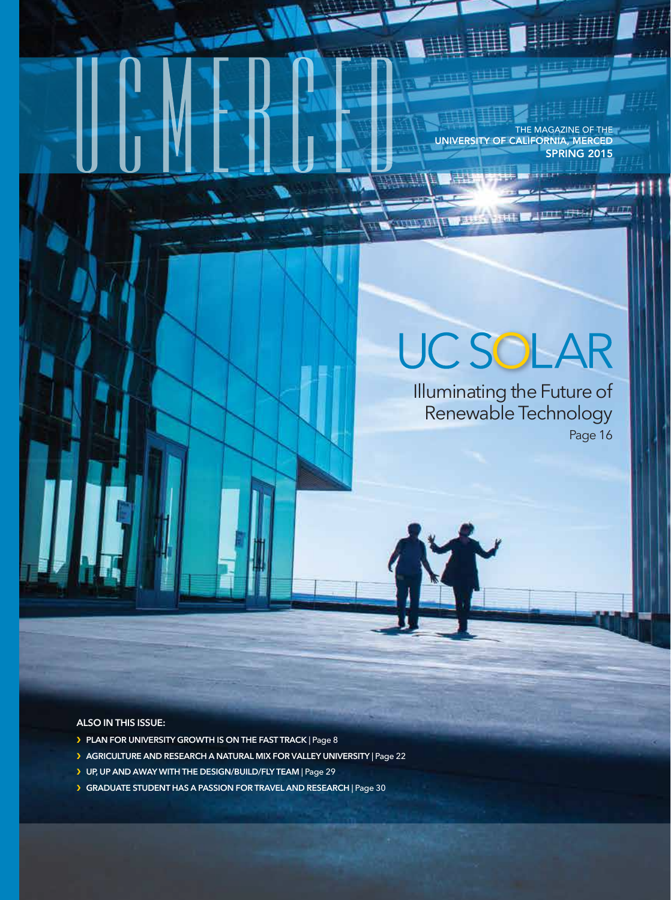# UC MERCED

THE MAGAZINE OF THE
**UNIVERSITY OF CALIFORNIA, MERCED**
**SPRING 2015**

## UC SOLAR

Illuminating the Future of Renewable Technology
Page 16

**ALSO IN THIS ISSUE:**

- **PLAN FOR UNIVERSITY GROWTH IS ON THE FAST TRACK** | Page 8
- **AGRICULTURE AND RESEARCH A NATURAL MIX FOR VALLEY UNIVERSITY** | Page 22
- **UP, UP AND AWAY WITH THE DESIGN/BUILD/FLY TEAM** | Page 29
- **GRADUATE STUDENT HAS A PASSION FOR TRAVEL AND RESEARCH** | Page 30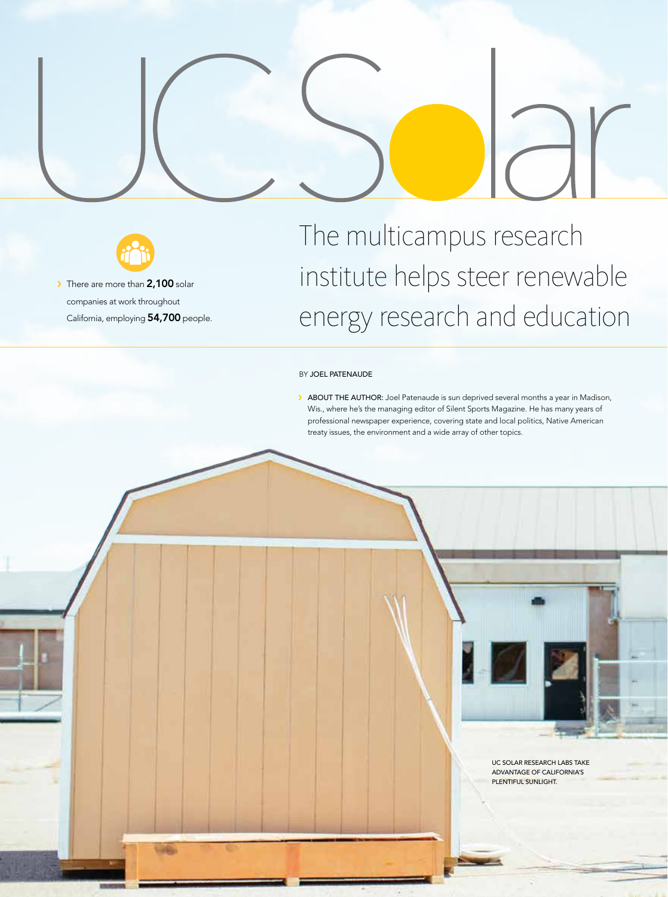# UC Solar

## The multicampus research institute helps steer renewable energy research and education

› There are more than **2,100** solar companies at work throughout California, employing **54,700** people.

BY JOEL PATENAUDE

› ABOUT THE AUTHOR: Joel Patenaude is sun deprived several months a year in Madison, Wis., where he's the managing editor of Silent Sports Magazine. He has many years of professional newspaper experience, covering state and local politics, Native American treaty issues, the environment and a wide array of other topics.

UC SOLAR RESEARCH LABS TAKE ADVANTAGE OF CALIFORNIA'S PLENTIFUL SUNLIGHT.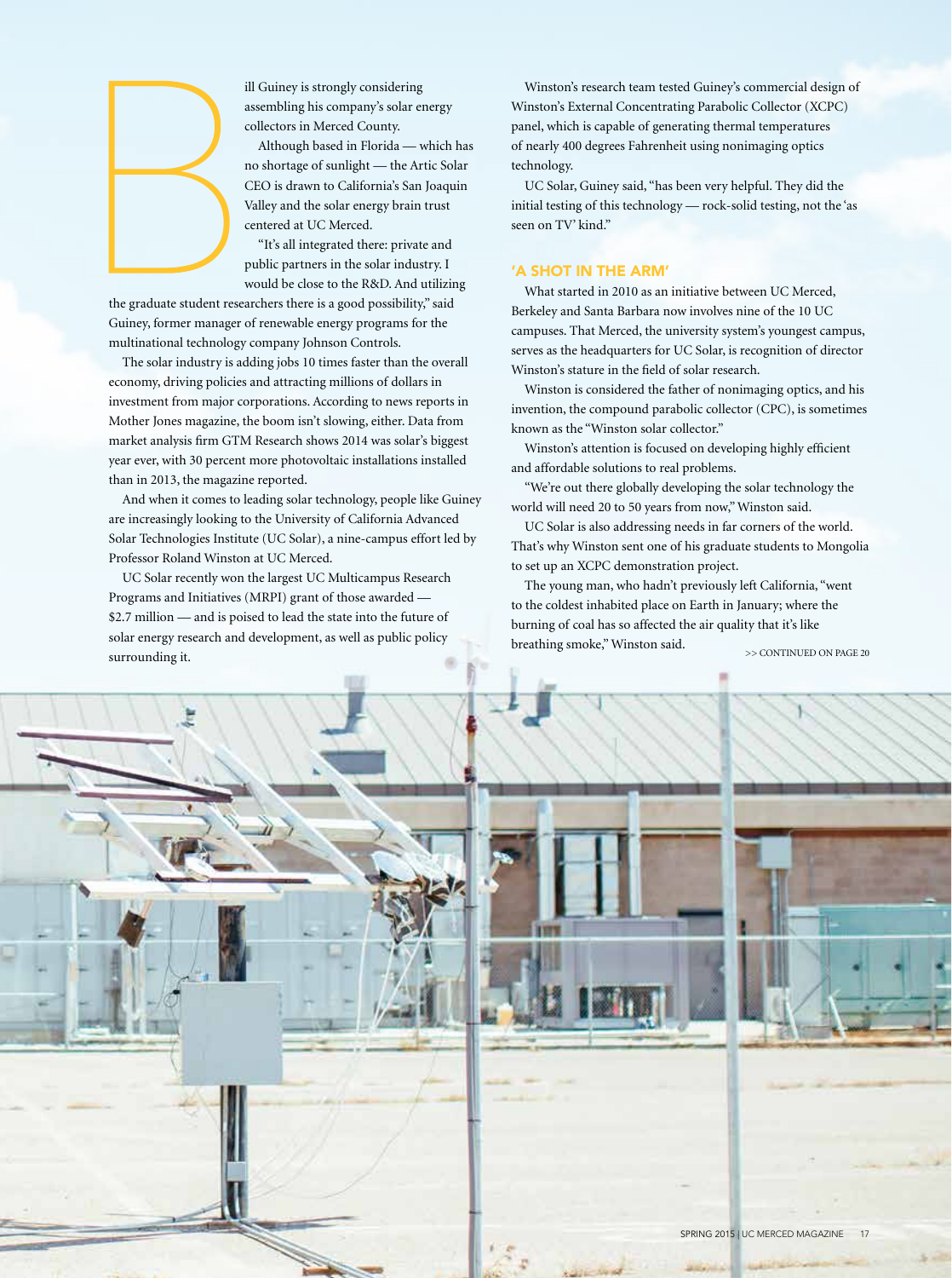Bill Guiney is strongly considering assembling his company's solar energy collectors in Merced County.

Although based in Florida — which has no shortage of sunlight — the Artic Solar CEO is drawn to California's San Joaquin Valley and the solar energy brain trust centered at UC Merced.

"It's all integrated there: private and public partners in the solar industry. I would be close to the R&D. And utilizing the graduate student researchers there is a good possibility," said Guiney, former manager of renewable energy programs for the multinational technology company Johnson Controls.

The solar industry is adding jobs 10 times faster than the overall economy, driving policies and attracting millions of dollars in investment from major corporations. According to news reports in Mother Jones magazine, the boom isn't slowing, either. Data from market analysis firm GTM Research shows 2014 was solar's biggest year ever, with 30 percent more photovoltaic installations installed than in 2013, the magazine reported.

And when it comes to leading solar technology, people like Guiney are increasingly looking to the University of California Advanced Solar Technologies Institute (UC Solar), a nine-campus effort led by Professor Roland Winston at UC Merced.

UC Solar recently won the largest UC Multicampus Research Programs and Initiatives (MRPI) grant of those awarded — $2.7 million — and is poised to lead the state into the future of solar energy research and development, as well as public policy surrounding it.

Winston's research team tested Guiney's commercial design of Winston's External Concentrating Parabolic Collector (XCPC) panel, which is capable of generating thermal temperatures of nearly 400 degrees Fahrenheit using nonimaging optics technology.

UC Solar, Guiney said, "has been very helpful. They did the initial testing of this technology — rock-solid testing, not the 'as seen on TV' kind."

## 'A SHOT IN THE ARM'

What started in 2010 as an initiative between UC Merced, Berkeley and Santa Barbara now involves nine of the 10 UC campuses. That Merced, the university system's youngest campus, serves as the headquarters for UC Solar, is recognition of director Winston's stature in the field of solar research.

Winston is considered the father of nonimaging optics, and his invention, the compound parabolic collector (CPC), is sometimes known as the "Winston solar collector."

Winston's attention is focused on developing highly efficient and affordable solutions to real problems.

"We're out there globally developing the solar technology the world will need 20 to 50 years from now," Winston said.

UC Solar is also addressing needs in far corners of the world. That's why Winston sent one of his graduate students to Mongolia to set up an XCPC demonstration project.

The young man, who hadn't previously left California, "went to the coldest inhabited place on Earth in January; where the burning of coal has so affected the air quality that it's like breathing smoke," Winston said.

>> CONTINUED ON PAGE 20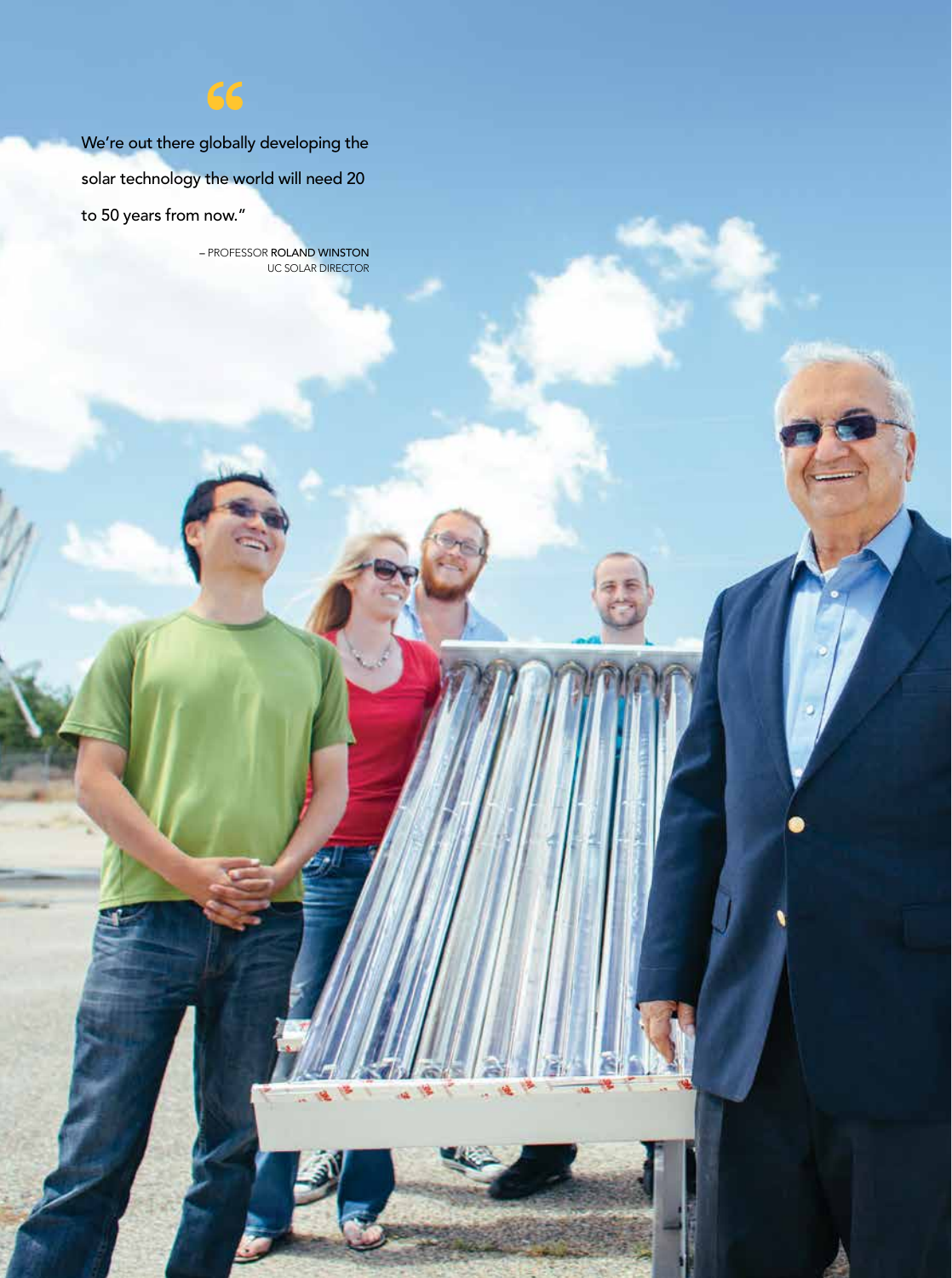> We're out there globally developing the solar technology the world will need 20 to 50 years from now."
>
> – PROFESSOR **ROLAND WINSTON**
> UC SOLAR DIRECTOR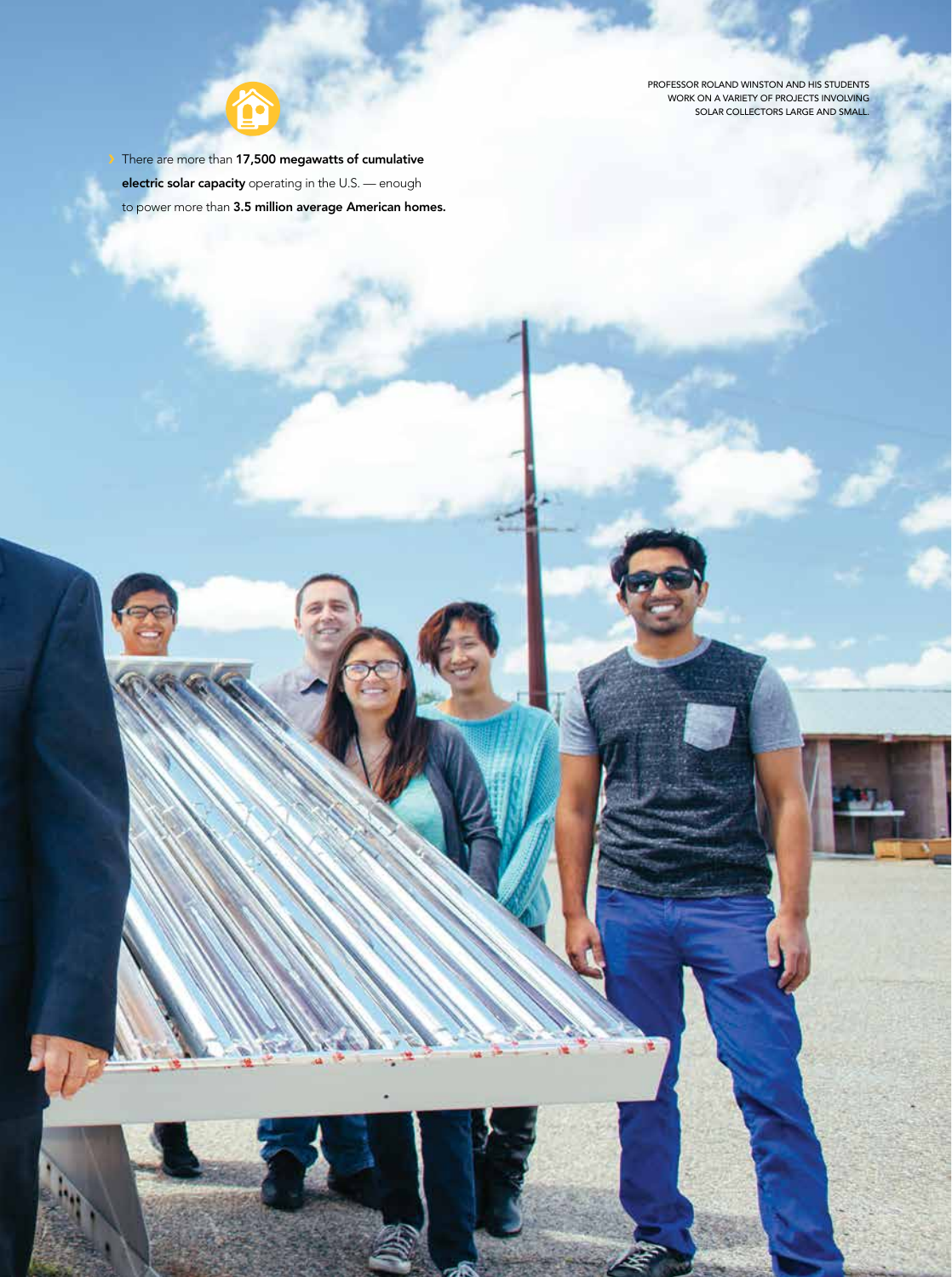PROFESSOR ROLAND WINSTON AND HIS STUDENTS WORK ON A VARIETY OF PROJECTS INVOLVING SOLAR COLLECTORS LARGE AND SMALL.

› There are more than **17,500 megawatts of cumulative electric solar capacity** operating in the U.S. — enough to power more than **3.5 million average American homes.**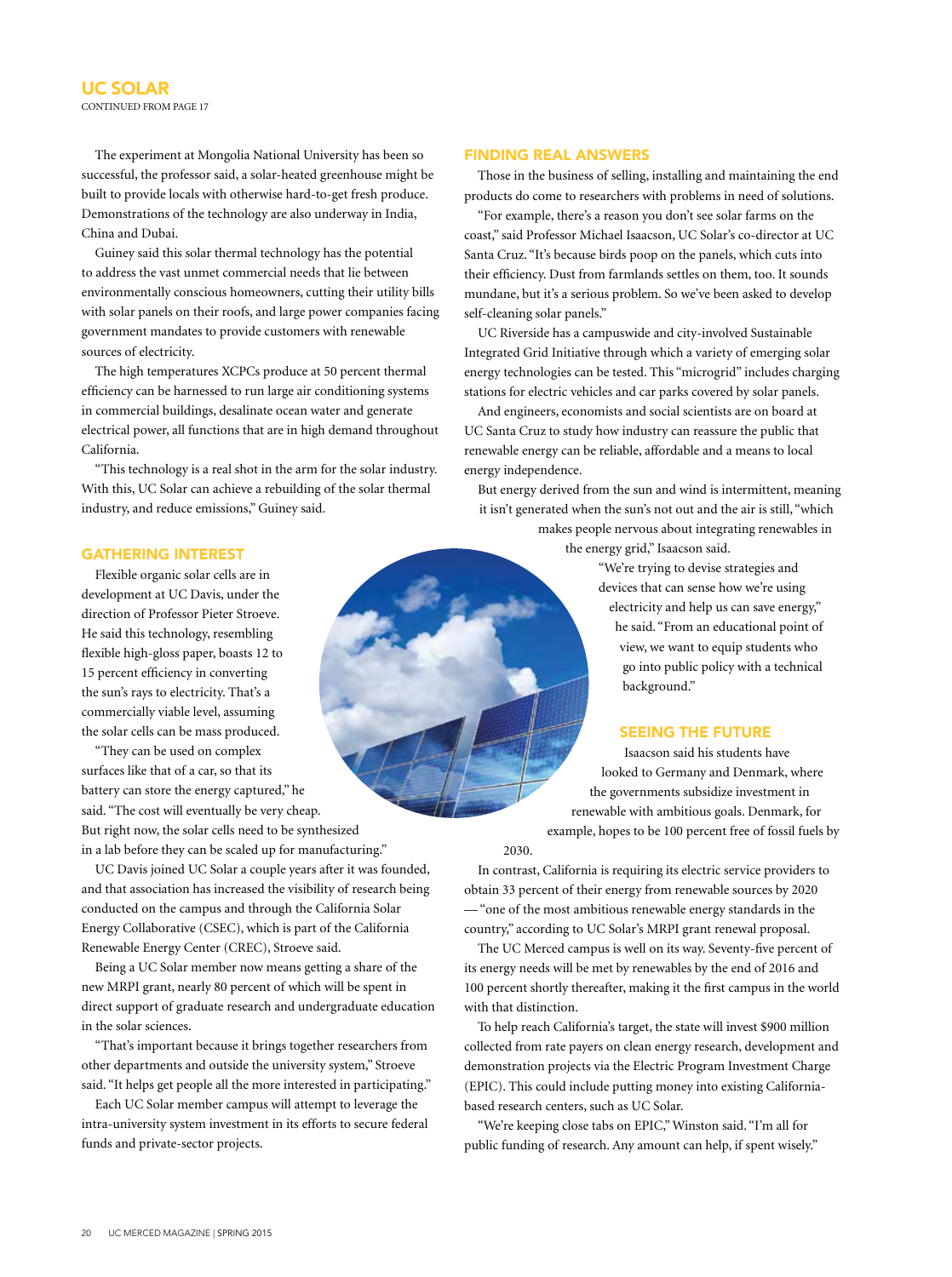## UC SOLAR

CONTINUED FROM PAGE 17

The experiment at Mongolia National University has been so successful, the professor said, a solar-heated greenhouse might be built to provide locals with otherwise hard-to-get fresh produce. Demonstrations of the technology are also underway in India, China and Dubai.

Guiney said this solar thermal technology has the potential to address the vast unmet commercial needs that lie between environmentally conscious homeowners, cutting their utility bills with solar panels on their roofs, and large power companies facing government mandates to provide customers with renewable sources of electricity.

The high temperatures XCPCs produce at 50 percent thermal efficiency can be harnessed to run large air conditioning systems in commercial buildings, desalinate ocean water and generate electrical power, all functions that are in high demand throughout California.

"This technology is a real shot in the arm for the solar industry. With this, UC Solar can achieve a rebuilding of the solar thermal industry, and reduce emissions," Guiney said.

### GATHERING INTEREST

Flexible organic solar cells are in development at UC Davis, under the direction of Professor Pieter Stroeve. He said this technology, resembling flexible high-gloss paper, boasts 12 to 15 percent efficiency in converting the sun's rays to electricity. That's a commercially viable level, assuming the solar cells can be mass produced.

"They can be used on complex surfaces like that of a car, so that its battery can store the energy captured," he said. "The cost will eventually be very cheap. But right now, the solar cells need to be synthesized in a lab before they can be scaled up for manufacturing."

UC Davis joined UC Solar a couple years after it was founded, and that association has increased the visibility of research being conducted on the campus and through the California Solar Energy Collaborative (CSEC), which is part of the California Renewable Energy Center (CREC), Stroeve said.

Being a UC Solar member now means getting a share of the new MRPI grant, nearly 80 percent of which will be spent in direct support of graduate research and undergraduate education in the solar sciences.

"That's important because it brings together researchers from other departments and outside the university system," Stroeve said. "It helps get people all the more interested in participating."

Each UC Solar member campus will attempt to leverage the intra-university system investment in its efforts to secure federal funds and private-sector projects.

### FINDING REAL ANSWERS

Those in the business of selling, installing and maintaining the end products do come to researchers with problems in need of solutions.

"For example, there's a reason you don't see solar farms on the coast," said Professor Michael Isaacson, UC Solar's co-director at UC Santa Cruz. "It's because birds poop on the panels, which cuts into their efficiency. Dust from farmlands settles on them, too. It sounds mundane, but it's a serious problem. So we've been asked to develop self-cleaning solar panels."

UC Riverside has a campuswide and city-involved Sustainable Integrated Grid Initiative through which a variety of emerging solar energy technologies can be tested. This "microgrid" includes charging stations for electric vehicles and car parks covered by solar panels.

And engineers, economists and social scientists are on board at UC Santa Cruz to study how industry can reassure the public that renewable energy can be reliable, affordable and a means to local energy independence.

But energy derived from the sun and wind is intermittent, meaning it isn't generated when the sun's not out and the air is still, "which makes people nervous about integrating renewables in the energy grid," Isaacson said.

"We're trying to devise strategies and devices that can sense how we're using electricity and help us can save energy," he said. "From an educational point of view, we want to equip students who go into public policy with a technical background."

### SEEING THE FUTURE

Isaacson said his students have looked to Germany and Denmark, where the governments subsidize investment in renewable with ambitious goals. Denmark, for example, hopes to be 100 percent free of fossil fuels by 2030.

In contrast, California is requiring its electric service providers to obtain 33 percent of their energy from renewable sources by 2020 — "one of the most ambitious renewable energy standards in the country," according to UC Solar's MRPI grant renewal proposal.

The UC Merced campus is well on its way. Seventy-five percent of its energy needs will be met by renewables by the end of 2016 and 100 percent shortly thereafter, making it the first campus in the world with that distinction.

To help reach California's target, the state will invest $900 million collected from rate payers on clean energy research, development and demonstration projects via the Electric Program Investment Charge (EPIC). This could include putting money into existing California-based research centers, such as UC Solar.

"We're keeping close tabs on EPIC," Winston said. "I'm all for public funding of research. Any amount can help, if spent wisely."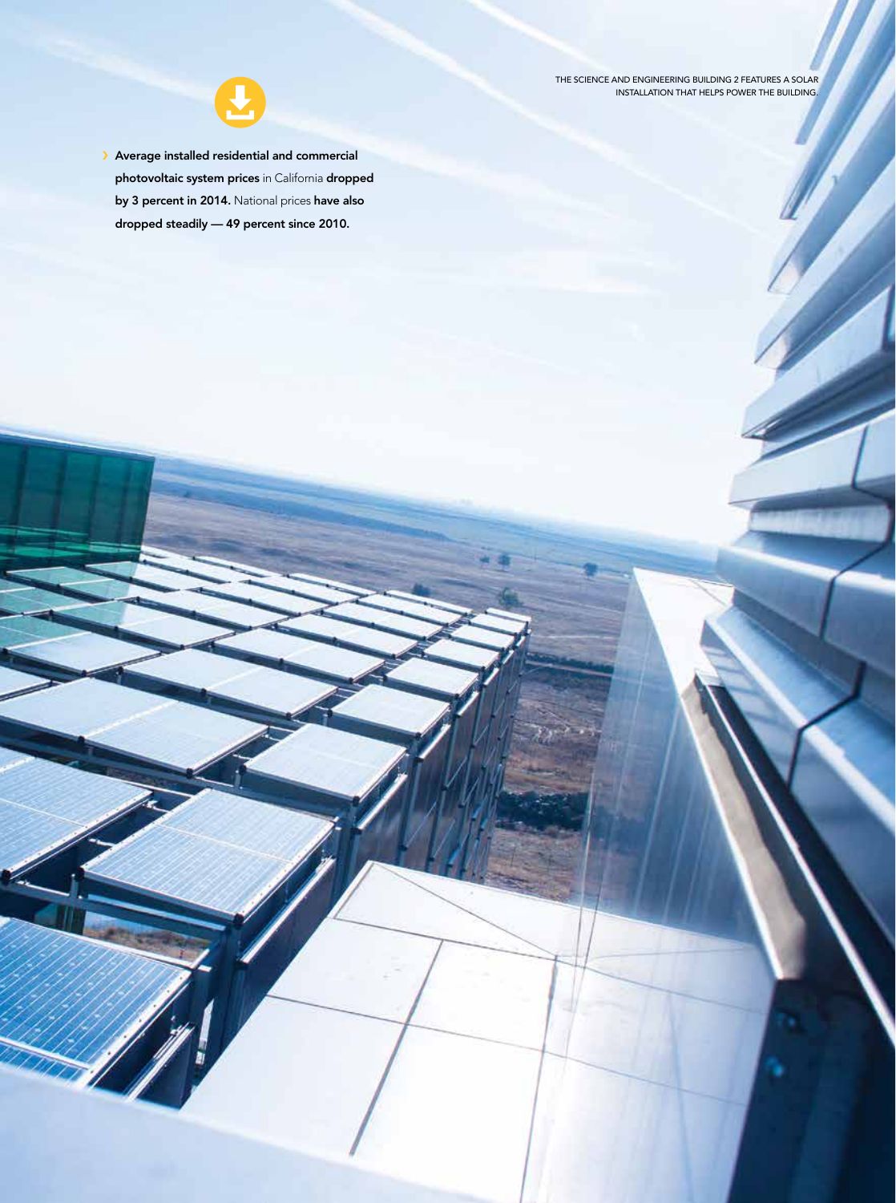THE SCIENCE AND ENGINEERING BUILDING 2 FEATURES A SOLAR INSTALLATION THAT HELPS POWER THE BUILDING.

- **Average installed residential and commercial photovoltaic system prices** in California **dropped by 3 percent in 2014.** National prices **have also dropped steadily — 49 percent since 2010.**